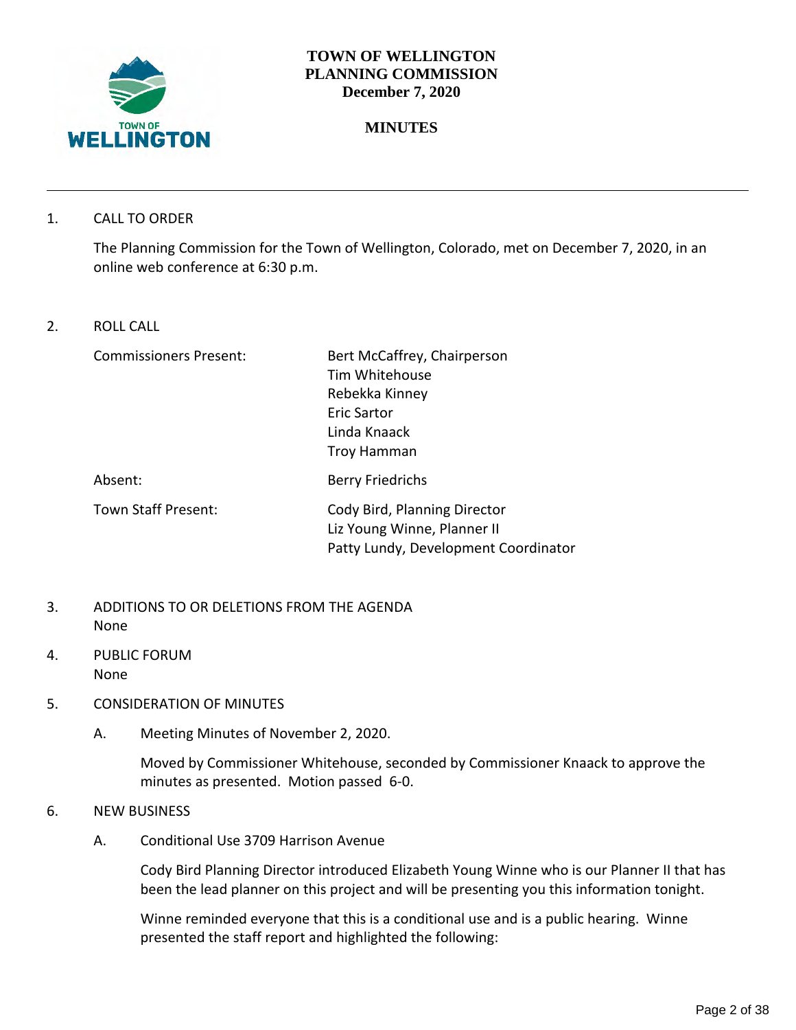# TOWN OF WELLINGTON PLANNING COMMISSION
## December 7, 2020

## MINUTES

1. CALL TO ORDER

   The Planning Commission for the Town of Wellington, Colorado, met on December 7, 2020, in an online web conference at 6:30 p.m.

2. ROLL CALL

| | |
|---|---|
| Commissioners Present: | Bert McCaffrey, Chairperson<br>Tim Whitehouse<br>Rebekka Kinney<br>Eric Sartor<br>Linda Knaack<br>Troy Hamman |
| Absent: | Berry Friedrichs |
| Town Staff Present: | Cody Bird, Planning Director<br>Liz Young Winne, Planner II<br>Patty Lundy, Development Coordinator |

3. ADDITIONS TO OR DELETIONS FROM THE AGENDA
   None

4. PUBLIC FORUM
   None

5. CONSIDERATION OF MINUTES

   A. Meeting Minutes of November 2, 2020.

      Moved by Commissioner Whitehouse, seconded by Commissioner Knaack to approve the minutes as presented. Motion passed 6-0.

6. NEW BUSINESS

   A. Conditional Use 3709 Harrison Avenue

      Cody Bird Planning Director introduced Elizabeth Young Winne who is our Planner II that has been the lead planner on this project and will be presenting you this information tonight.

      Winne reminded everyone that this is a conditional use and is a public hearing. Winne presented the staff report and highlighted the following: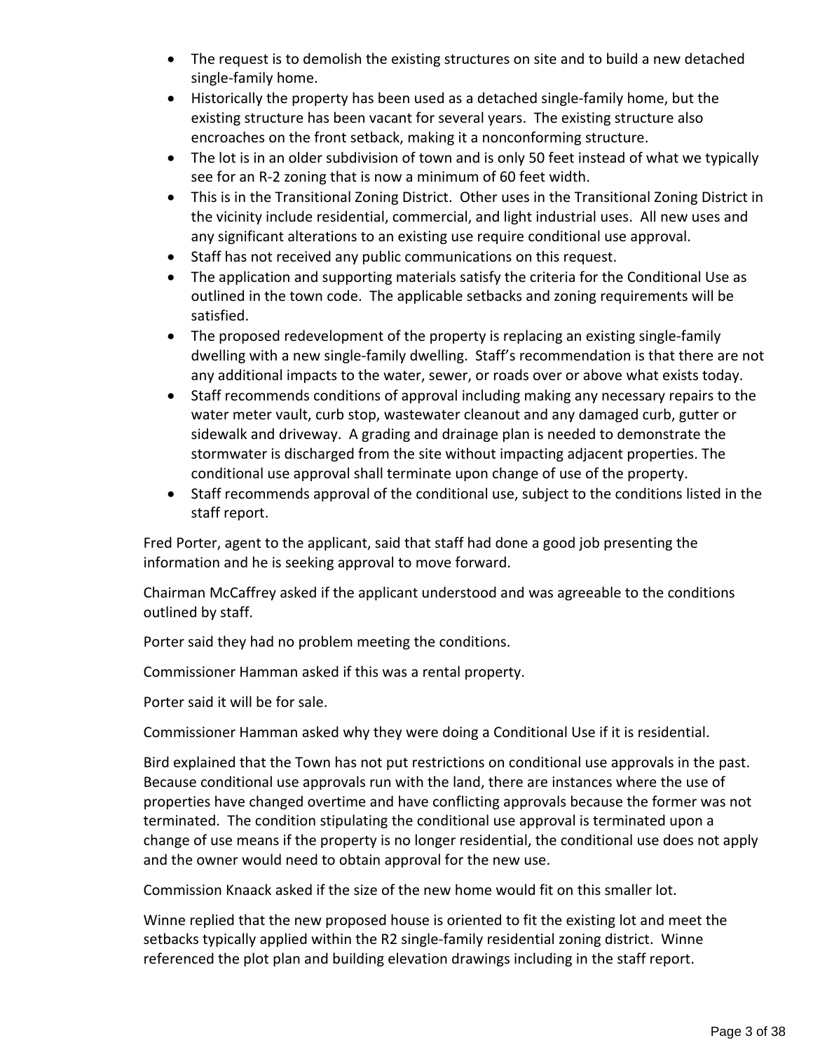- The request is to demolish the existing structures on site and to build a new detached single-family home.
- Historically the property has been used as a detached single-family home, but the existing structure has been vacant for several years. The existing structure also encroaches on the front setback, making it a nonconforming structure.
- The lot is in an older subdivision of town and is only 50 feet instead of what we typically see for an R-2 zoning that is now a minimum of 60 feet width.
- This is in the Transitional Zoning District. Other uses in the Transitional Zoning District in the vicinity include residential, commercial, and light industrial uses. All new uses and any significant alterations to an existing use require conditional use approval.
- Staff has not received any public communications on this request.
- The application and supporting materials satisfy the criteria for the Conditional Use as outlined in the town code. The applicable setbacks and zoning requirements will be satisfied.
- The proposed redevelopment of the property is replacing an existing single-family dwelling with a new single-family dwelling. Staff's recommendation is that there are not any additional impacts to the water, sewer, or roads over or above what exists today.
- Staff recommends conditions of approval including making any necessary repairs to the water meter vault, curb stop, wastewater cleanout and any damaged curb, gutter or sidewalk and driveway. A grading and drainage plan is needed to demonstrate the stormwater is discharged from the site without impacting adjacent properties. The conditional use approval shall terminate upon change of use of the property.
- Staff recommends approval of the conditional use, subject to the conditions listed in the staff report.

Fred Porter, agent to the applicant, said that staff had done a good job presenting the information and he is seeking approval to move forward.

Chairman McCaffrey asked if the applicant understood and was agreeable to the conditions outlined by staff.

Porter said they had no problem meeting the conditions.

Commissioner Hamman asked if this was a rental property.

Porter said it will be for sale.

Commissioner Hamman asked why they were doing a Conditional Use if it is residential.

Bird explained that the Town has not put restrictions on conditional use approvals in the past. Because conditional use approvals run with the land, there are instances where the use of properties have changed overtime and have conflicting approvals because the former was not terminated. The condition stipulating the conditional use approval is terminated upon a change of use means if the property is no longer residential, the conditional use does not apply and the owner would need to obtain approval for the new use.

Commission Knaack asked if the size of the new home would fit on this smaller lot.

Winne replied that the new proposed house is oriented to fit the existing lot and meet the setbacks typically applied within the R2 single-family residential zoning district. Winne referenced the plot plan and building elevation drawings including in the staff report.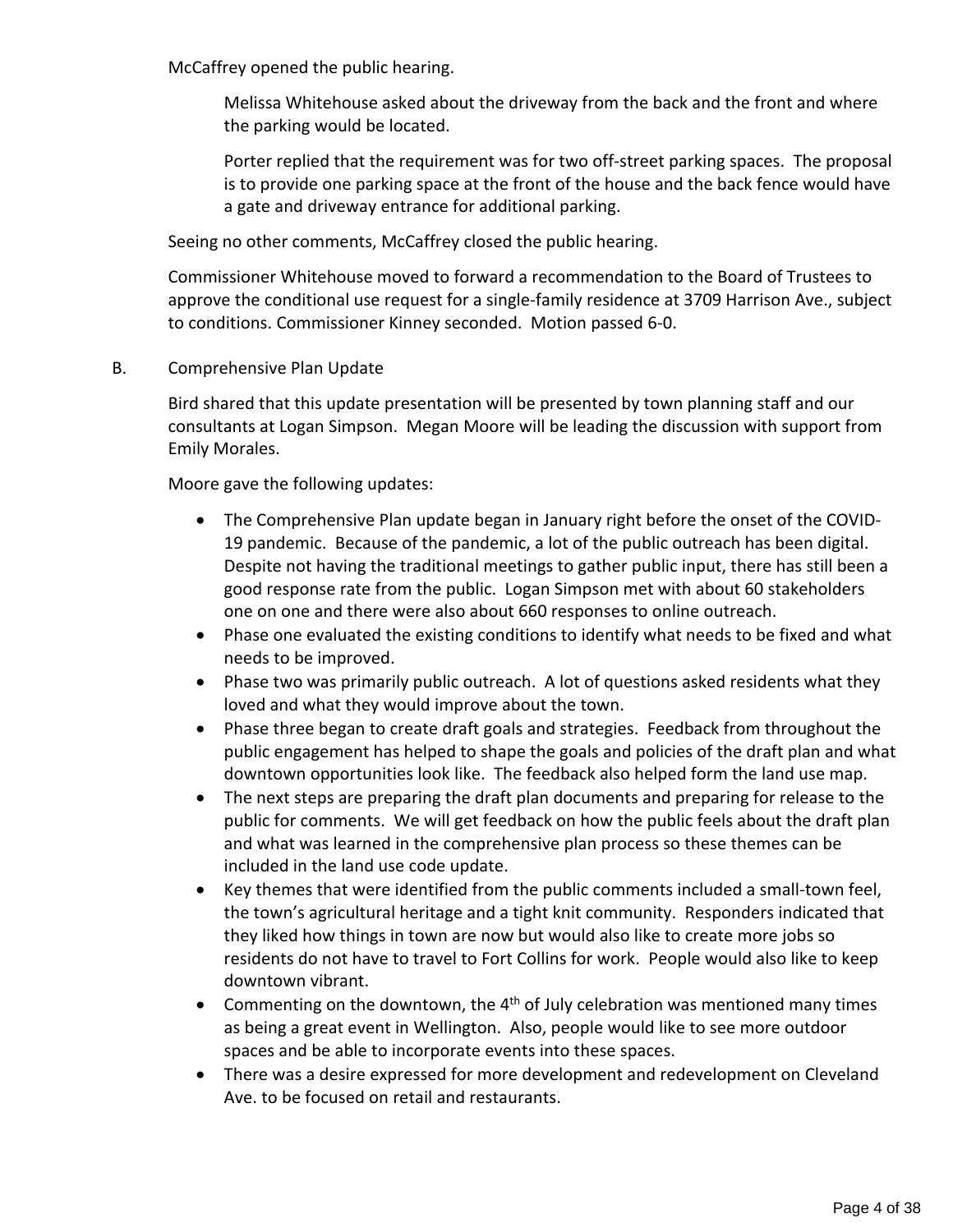McCaffrey opened the public hearing.

Melissa Whitehouse asked about the driveway from the back and the front and where the parking would be located.

Porter replied that the requirement was for two off-street parking spaces. The proposal is to provide one parking space at the front of the house and the back fence would have a gate and driveway entrance for additional parking.

Seeing no other comments, McCaffrey closed the public hearing.

Commissioner Whitehouse moved to forward a recommendation to the Board of Trustees to approve the conditional use request for a single-family residence at 3709 Harrison Ave., subject to conditions. Commissioner Kinney seconded. Motion passed 6-0.

B. Comprehensive Plan Update

Bird shared that this update presentation will be presented by town planning staff and our consultants at Logan Simpson. Megan Moore will be leading the discussion with support from Emily Morales.

Moore gave the following updates:

- The Comprehensive Plan update began in January right before the onset of the COVID-19 pandemic. Because of the pandemic, a lot of the public outreach has been digital. Despite not having the traditional meetings to gather public input, there has still been a good response rate from the public. Logan Simpson met with about 60 stakeholders one on one and there were also about 660 responses to online outreach.
- Phase one evaluated the existing conditions to identify what needs to be fixed and what needs to be improved.
- Phase two was primarily public outreach. A lot of questions asked residents what they loved and what they would improve about the town.
- Phase three began to create draft goals and strategies. Feedback from throughout the public engagement has helped to shape the goals and policies of the draft plan and what downtown opportunities look like. The feedback also helped form the land use map.
- The next steps are preparing the draft plan documents and preparing for release to the public for comments. We will get feedback on how the public feels about the draft plan and what was learned in the comprehensive plan process so these themes can be included in the land use code update.
- Key themes that were identified from the public comments included a small-town feel, the town's agricultural heritage and a tight knit community. Responders indicated that they liked how things in town are now but would also like to create more jobs so residents do not have to travel to Fort Collins for work. People would also like to keep downtown vibrant.
- Commenting on the downtown, the 4th of July celebration was mentioned many times as being a great event in Wellington. Also, people would like to see more outdoor spaces and be able to incorporate events into these spaces.
- There was a desire expressed for more development and redevelopment on Cleveland Ave. to be focused on retail and restaurants.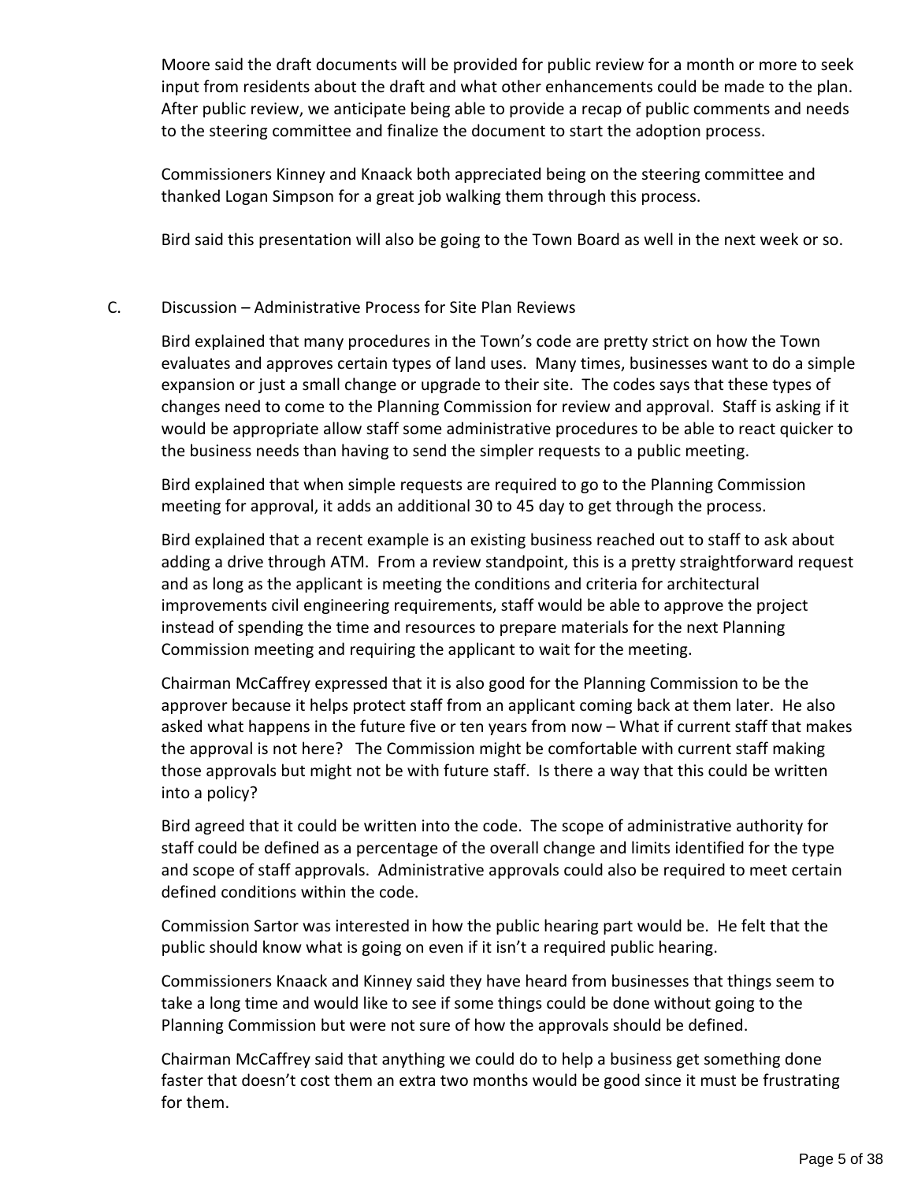Moore said the draft documents will be provided for public review for a month or more to seek input from residents about the draft and what other enhancements could be made to the plan. After public review, we anticipate being able to provide a recap of public comments and needs to the steering committee and finalize the document to start the adoption process.

Commissioners Kinney and Knaack both appreciated being on the steering committee and thanked Logan Simpson for a great job walking them through this process.

Bird said this presentation will also be going to the Town Board as well in the next week or so.

C. Discussion – Administrative Process for Site Plan Reviews

Bird explained that many procedures in the Town's code are pretty strict on how the Town evaluates and approves certain types of land uses. Many times, businesses want to do a simple expansion or just a small change or upgrade to their site. The codes says that these types of changes need to come to the Planning Commission for review and approval. Staff is asking if it would be appropriate allow staff some administrative procedures to be able to react quicker to the business needs than having to send the simpler requests to a public meeting.

Bird explained that when simple requests are required to go to the Planning Commission meeting for approval, it adds an additional 30 to 45 day to get through the process.

Bird explained that a recent example is an existing business reached out to staff to ask about adding a drive through ATM. From a review standpoint, this is a pretty straightforward request and as long as the applicant is meeting the conditions and criteria for architectural improvements civil engineering requirements, staff would be able to approve the project instead of spending the time and resources to prepare materials for the next Planning Commission meeting and requiring the applicant to wait for the meeting.

Chairman McCaffrey expressed that it is also good for the Planning Commission to be the approver because it helps protect staff from an applicant coming back at them later. He also asked what happens in the future five or ten years from now – What if current staff that makes the approval is not here? The Commission might be comfortable with current staff making those approvals but might not be with future staff. Is there a way that this could be written into a policy?

Bird agreed that it could be written into the code. The scope of administrative authority for staff could be defined as a percentage of the overall change and limits identified for the type and scope of staff approvals. Administrative approvals could also be required to meet certain defined conditions within the code.

Commission Sartor was interested in how the public hearing part would be. He felt that the public should know what is going on even if it isn't a required public hearing.

Commissioners Knaack and Kinney said they have heard from businesses that things seem to take a long time and would like to see if some things could be done without going to the Planning Commission but were not sure of how the approvals should be defined.

Chairman McCaffrey said that anything we could do to help a business get something done faster that doesn't cost them an extra two months would be good since it must be frustrating for them.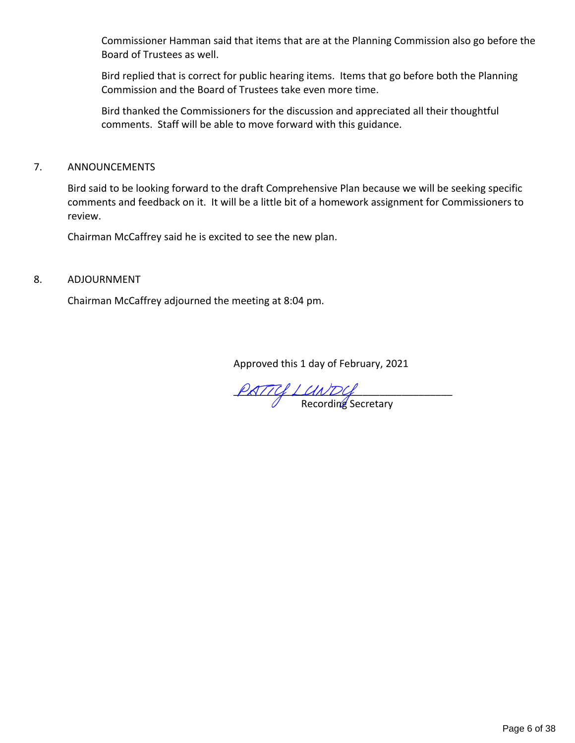Commissioner Hamman said that items that are at the Planning Commission also go before the Board of Trustees as well.

Bird replied that is correct for public hearing items. Items that go before both the Planning Commission and the Board of Trustees take even more time.

Bird thanked the Commissioners for the discussion and appreciated all their thoughtful comments. Staff will be able to move forward with this guidance.

7. ANNOUNCEMENTS

Bird said to be looking forward to the draft Comprehensive Plan because we will be seeking specific comments and feedback on it. It will be a little bit of a homework assignment for Commissioners to review.

Chairman McCaffrey said he is excited to see the new plan.

8. ADJOURNMENT

Chairman McCaffrey adjourned the meeting at 8:04 pm.

Approved this 1 day of February, 2021

PATTY LUNDY
Recording Secretary